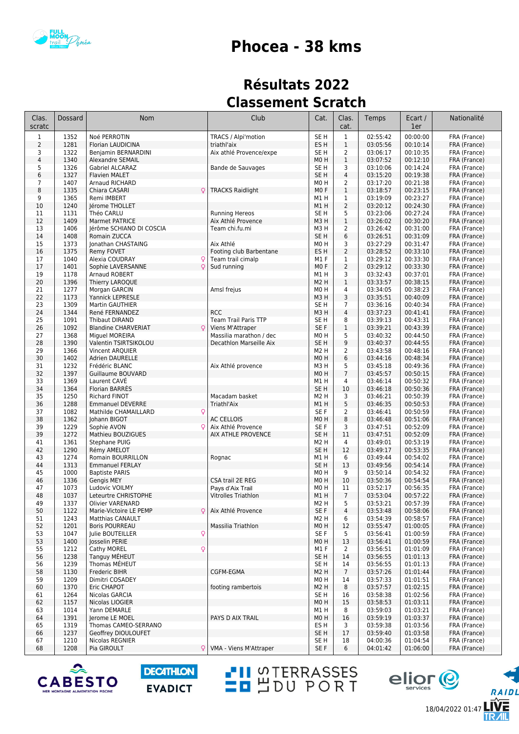# Phocea - 38 kms

## Résultats 2022

## Classement Scratch

| Clas. scratc | Dossard | Nom | Club | Cat. | Clas. cat. | Temps | Ecart / 1er | Nationalité |
|---|---|---|---|---|---|---|---|---|
| 1 | 1352 | Noé PERROTIN | TRACS / Alpi'motion | SE H | 1 | 02:55:42 | 00:00:00 | FRA (France) |
| 2 | 1281 | Florian LAUDICINA | triathl'aix | ES H | 1 | 03:05:56 | 00:10:14 | FRA (France) |
| 3 | 1322 | Benjamin BERNARDINI | Aix athlé Provence/expe | SE H | 2 | 03:06:17 | 00:10:35 | FRA (France) |
| 4 | 1340 | Alexandre SEMAIL | | M0 H | 1 | 03:07:52 | 00:12:10 | FRA (France) |
| 5 | 1326 | Gabriel ALCARAZ | Bande de Sauvages | SE H | 3 | 03:10:06 | 00:14:24 | FRA (France) |
| 6 | 1327 | Flavien MALET | | SE H | 4 | 03:15:20 | 00:19:38 | FRA (France) |
| 7 | 1407 | Arnaud RICHARD | | M0 H | 2 | 03:17:20 | 00:21:38 | FRA (France) |
| 8 | 1335 | Chiara CASARI ♀ | TRACKS Raidlight | M0 F | 1 | 03:18:57 | 00:23:15 | FRA (France) |
| 9 | 1365 | Remi IMBERT | | M1 H | 1 | 03:19:09 | 00:23:27 | FRA (France) |
| 10 | 1240 | Jérome THOLLET | | M1 H | 2 | 03:20:12 | 00:24:30 | FRA (France) |
| 11 | 1131 | Théo CARLU | Running Hereos | SE H | 5 | 03:23:06 | 00:27:24 | FRA (France) |
| 12 | 1409 | Marmet PATRICE | Aix Athlé Provence | M3 H | 1 | 03:26:02 | 00:30:20 | FRA (France) |
| 13 | 1406 | Jérôme SCHIANO DI COSCIA | Team chi.fu.mi | M3 H | 2 | 03:26:42 | 00:31:00 | FRA (France) |
| 14 | 1408 | Romain ZUCCA | | SE H | 6 | 03:26:51 | 00:31:09 | FRA (France) |
| 15 | 1373 | Jonathan CHASTAING | Aix Athlé | M0 H | 3 | 03:27:29 | 00:31:47 | FRA (France) |
| 16 | 1375 | Remy FOVET | Footing club Barbentane | ES H | 2 | 03:28:52 | 00:33:10 | FRA (France) |
| 17 | 1040 | Alexia COUDRAY ♀ | Team trail cimalp | M1 F | 1 | 03:29:12 | 00:33:30 | FRA (France) |
| 17 | 1401 | Sophie LAVERSANNE ♀ | Sud running | M0 F | 2 | 03:29:12 | 00:33:30 | FRA (France) |
| 19 | 1178 | Arnaud ROBERT | | M1 H | 3 | 03:32:43 | 00:37:01 | FRA (France) |
| 20 | 1396 | Thierry LAROQUE | | M2 H | 1 | 03:33:57 | 00:38:15 | FRA (France) |
| 21 | 1277 | Morgan GARCIN | Amsl frejus | M0 H | 4 | 03:34:05 | 00:38:23 | FRA (France) |
| 22 | 1173 | Yannick LEPRESLE | | M3 H | 3 | 03:35:51 | 00:40:09 | FRA (France) |
| 23 | 1309 | Martin GAUTHIER | | SE H | 7 | 03:36:16 | 00:40:34 | FRA (France) |
| 24 | 1344 | René FERNANDEZ | RCC | M3 H | 4 | 03:37:23 | 00:41:41 | FRA (France) |
| 25 | 1091 | Thibaut DIRAND | Team Trail Paris TTP | SE H | 8 | 03:39:13 | 00:43:31 | FRA (France) |
| 26 | 1092 | Blandine CHARVERIAT ♀ | Viens M'Attraper | SE F | 1 | 03:39:21 | 00:43:39 | FRA (France) |
| 27 | 1368 | Miguel MOREIRA | Massilia marathon / dec | M0 H | 5 | 03:40:32 | 00:44:50 | FRA (France) |
| 28 | 1390 | Valentin TSIRTSIKOLOU | Decathlon Marseille Aix | SE H | 9 | 03:40:37 | 00:44:55 | FRA (France) |
| 29 | 1366 | Vincent ARQUIER | | M2 H | 2 | 03:43:58 | 00:48:16 | FRA (France) |
| 30 | 1402 | Adrien DAURELLE | | M0 H | 6 | 03:44:16 | 00:48:34 | FRA (France) |
| 31 | 1232 | Frédéric BLANC | Aix Athlé provence | M3 H | 5 | 03:45:18 | 00:49:36 | FRA (France) |
| 32 | 1397 | Guillaume BOUVARD | | M0 H | 7 | 03:45:57 | 00:50:15 | FRA (France) |
| 33 | 1369 | Laurent CAVÉ | | M1 H | 4 | 03:46:14 | 00:50:32 | FRA (France) |
| 34 | 1364 | Florian BARRÈS | | SE H | 10 | 03:46:18 | 00:50:36 | FRA (France) |
| 35 | 1250 | Richard FINOT | Macadam basket | M2 H | 3 | 03:46:21 | 00:50:39 | FRA (France) |
| 36 | 1288 | Emmanuel DEVERRE | Triathl'Aix | M1 H | 5 | 03:46:35 | 00:50:53 | FRA (France) |
| 37 | 1082 | Mathilde CHAMAILLARD ♀ | | SE F | 2 | 03:46:41 | 00:50:59 | FRA (France) |
| 38 | 1362 | Johann BIGOT | AC CELLOIS | M0 H | 8 | 03:46:48 | 00:51:06 | FRA (France) |
| 39 | 1229 | Sophie AVON ♀ | Aix Athlé Provence | SE F | 3 | 03:47:51 | 00:52:09 | FRA (France) |
| 39 | 1272 | Mathieu BOUZIGUES | AIX ATHLE PROVENCE | SE H | 11 | 03:47:51 | 00:52:09 | FRA (France) |
| 41 | 1361 | Stephane PUIG | | M2 H | 4 | 03:49:01 | 00:53:19 | FRA (France) |
| 42 | 1290 | Rémy AMELOT | | SE H | 12 | 03:49:17 | 00:53:35 | FRA (France) |
| 43 | 1274 | Romain BOURRILLON | Rognac | M1 H | 6 | 03:49:44 | 00:54:02 | FRA (France) |
| 44 | 1313 | Emmanuel FERLAY | | SE H | 13 | 03:49:56 | 00:54:14 | FRA (France) |
| 45 | 1000 | Baptiste PARIS | | M0 H | 9 | 03:50:14 | 00:54:32 | FRA (France) |
| 46 | 1336 | Gengis MEY | CSA trail 2E REG | M0 H | 10 | 03:50:36 | 00:54:54 | FRA (France) |
| 47 | 1073 | Ludovic VOILMY | Pays d'Aix Trail | M0 H | 11 | 03:52:17 | 00:56:35 | FRA (France) |
| 48 | 1037 | Leteurtre CHRISTOPHE | Vitrolles Triathlon | M1 H | 7 | 03:53:04 | 00:57:22 | FRA (France) |
| 49 | 1337 | Olivier VARENARD | | M2 H | 5 | 03:53:21 | 00:57:39 | FRA (France) |
| 50 | 1122 | Marie-Victoire LE PEMP ♀ | Aix Athlé Provence | SE F | 4 | 03:53:48 | 00:58:06 | FRA (France) |
| 51 | 1243 | Matthias CANAULT | | M2 H | 6 | 03:54:39 | 00:58:57 | FRA (France) |
| 52 | 1201 | Boris POURREAU | Massilia Triathlon | M0 H | 12 | 03:55:47 | 01:00:05 | FRA (France) |
| 53 | 1047 | Julie BOUTEILLER ♀ | | SE F | 5 | 03:56:41 | 01:00:59 | FRA (France) |
| 53 | 1400 | Josselin PERIE | | M0 H | 13 | 03:56:41 | 01:00:59 | FRA (France) |
| 55 | 1212 | Cathy MOREL ♀ | | M1 F | 2 | 03:56:51 | 01:01:09 | FRA (France) |
| 56 | 1238 | Tanguy MÉHEUT | | SE H | 14 | 03:56:55 | 01:01:13 | FRA (France) |
| 56 | 1239 | Thomas MÉHEUT | | SE H | 14 | 03:56:55 | 01:01:13 | FRA (France) |
| 58 | 1130 | Frederic BIHR | CGFM-EGMA | M2 H | 7 | 03:57:26 | 01:01:44 | FRA (France) |
| 59 | 1209 | Dimitri COSADEY | | M0 H | 14 | 03:57:33 | 01:01:51 | FRA (France) |
| 60 | 1370 | Eric CHAPOT | footing rambertois | M2 H | 8 | 03:57:57 | 01:02:15 | FRA (France) |
| 61 | 1264 | Nicolas GARCIA | | SE H | 16 | 03:58:38 | 01:02:56 | FRA (France) |
| 62 | 1157 | Nicolas LIOGIER | | M0 H | 15 | 03:58:53 | 01:03:11 | FRA (France) |
| 63 | 1014 | Yann DEMARLE | | M1 H | 8 | 03:59:03 | 01:03:21 | FRA (France) |
| 64 | 1391 | Jerome LE MOEL | PAYS D AIX TRAIL | M0 H | 16 | 03:59:19 | 01:03:37 | FRA (France) |
| 65 | 1319 | Thomas CAMEO-SERRANO | | ES H | 3 | 03:59:38 | 01:03:56 | FRA (France) |
| 66 | 1237 | Geoffrey DIOULOUFET | | SE H | 17 | 03:59:40 | 01:03:58 | FRA (France) |
| 67 | 1210 | Nicolas REGNIER | | SE H | 18 | 04:00:36 | 01:04:54 | FRA (France) |
| 68 | 1208 | Pia GIROULT ♀ | VMA - Viens M'Attraper | SE F | 6 | 04:01:42 | 01:06:00 | FRA (France) |

18/04/2022 01:47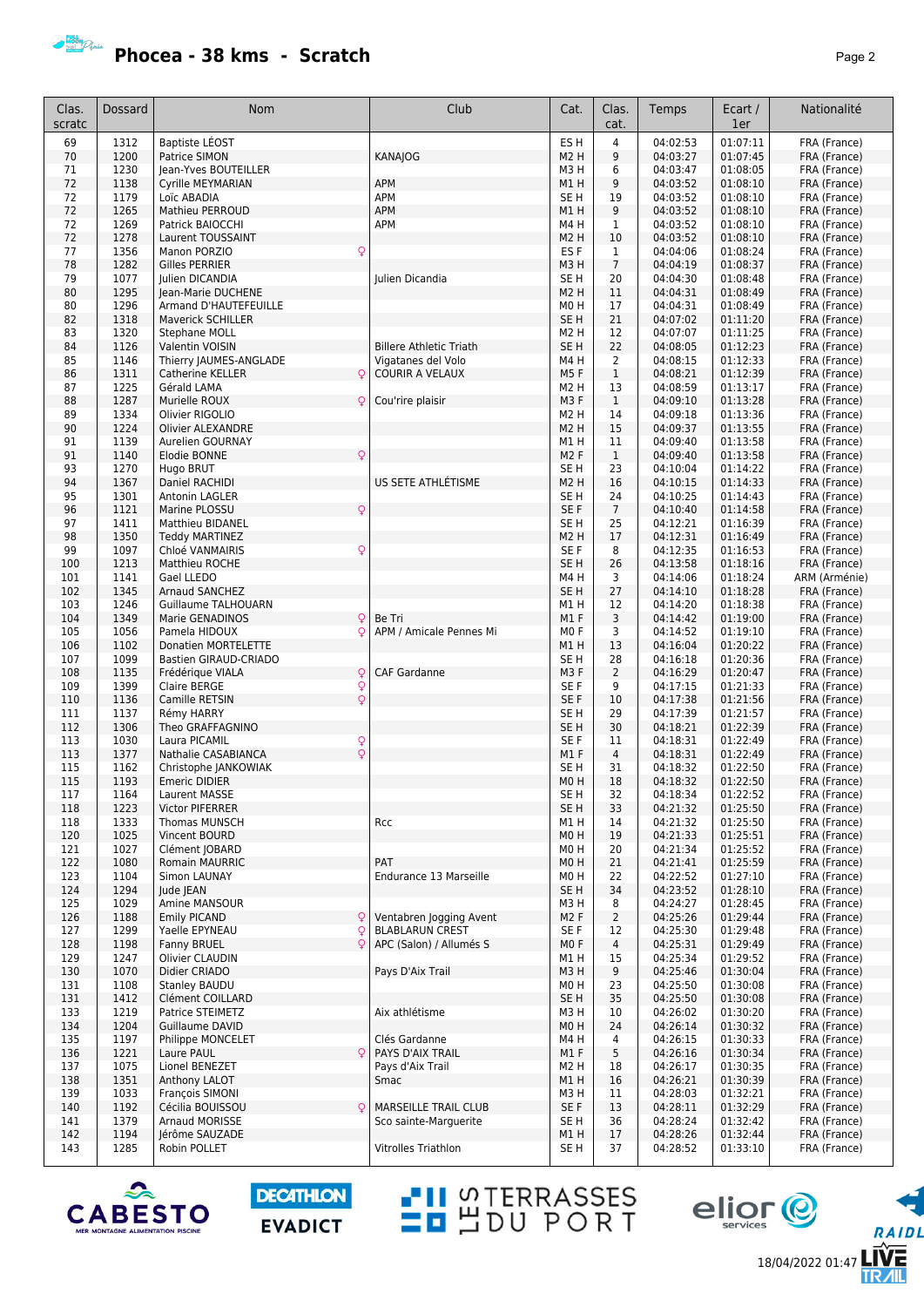# Phocea - 38 kms - Scratch

| Clas. scratc | Dossard | Nom | Club | Cat. | Clas. cat. | Temps | Ecart / 1er | Nationalité |
|---|---|---|---|---|---|---|---|---|
| 69 | 1312 | Baptiste LÉOST | | ES H | 4 | 04:02:53 | 01:07:11 | FRA (France) |
| 70 | 1200 | Patrice SIMON | KANAJOG | M2 H | 9 | 04:03:27 | 01:07:45 | FRA (France) |
| 71 | 1230 | Jean-Yves BOUTEILLER | | M3 H | 6 | 04:03:47 | 01:08:05 | FRA (France) |
| 72 | 1138 | Cyrille MEYMARIAN | APM | M1 H | 9 | 04:03:52 | 01:08:10 | FRA (France) |
| 72 | 1179 | Loïc ABADIA | APM | SE H | 19 | 04:03:52 | 01:08:10 | FRA (France) |
| 72 | 1265 | Mathieu PERROUD | APM | M1 H | 9 | 04:03:52 | 01:08:10 | FRA (France) |
| 72 | 1269 | Patrick BAIOCCHI | APM | M4 H | 1 | 04:03:52 | 01:08:10 | FRA (France) |
| 72 | 1278 | Laurent TOUSSAINT | | M2 H | 10 | 04:03:52 | 01:08:10 | FRA (France) |
| 77 | 1356 | Manon PORZIO ♀ | | ES F | 1 | 04:04:06 | 01:08:24 | FRA (France) |
| 78 | 1282 | Gilles PERRIER | | M3 H | 7 | 04:04:19 | 01:08:37 | FRA (France) |
| 79 | 1077 | Julien DICANDIA | Julien Dicandia | SE H | 20 | 04:04:30 | 01:08:48 | FRA (France) |
| 80 | 1295 | Jean-Marie DUCHENE | | M2 H | 11 | 04:04:31 | 01:08:49 | FRA (France) |
| 80 | 1296 | Armand D'HAUTEFEUILLE | | M0 H | 17 | 04:04:31 | 01:08:49 | FRA (France) |
| 82 | 1318 | Maverick SCHILLER | | SE H | 21 | 04:07:02 | 01:11:20 | FRA (France) |
| 83 | 1320 | Stephane MOLL | | M2 H | 12 | 04:07:07 | 01:11:25 | FRA (France) |
| 84 | 1126 | Valentin VOISIN | Billere Athletic Triath | SE H | 22 | 04:08:05 | 01:12:23 | FRA (France) |
| 85 | 1146 | Thierry JAUMES-ANGLADE | Vigatanes del Volo | M4 H | 2 | 04:08:15 | 01:12:33 | FRA (France) |
| 86 | 1311 | Catherine KELLER ♀ | COURIR A VELAUX | M5 F | 1 | 04:08:21 | 01:12:39 | FRA (France) |
| 87 | 1225 | Gérald LAMA | | M2 H | 13 | 04:08:59 | 01:13:17 | FRA (France) |
| 88 | 1287 | Murielle ROUX ♀ | Cou'rire plaisir | M3 F | 1 | 04:09:10 | 01:13:28 | FRA (France) |
| 89 | 1334 | Olivier RIGOLIO | | M2 H | 14 | 04:09:18 | 01:13:36 | FRA (France) |
| 90 | 1224 | Olivier ALEXANDRE | | M2 H | 15 | 04:09:37 | 01:13:55 | FRA (France) |
| 91 | 1139 | Aurelien GOURNAY | | M1 H | 11 | 04:09:40 | 01:13:58 | FRA (France) |
| 91 | 1140 | Elodie BONNE ♀ | | M2 F | 1 | 04:09:40 | 01:13:58 | FRA (France) |
| 93 | 1270 | Hugo BRUT | | SE H | 23 | 04:10:04 | 01:14:22 | FRA (France) |
| 94 | 1367 | Daniel RACHIDI | US SETE ATHLÉTISME | M2 H | 16 | 04:10:15 | 01:14:33 | FRA (France) |
| 95 | 1301 | Antonin LAGLER | | SE H | 24 | 04:10:25 | 01:14:43 | FRA (France) |
| 96 | 1121 | Marine PLOSSU ♀ | | SE F | 7 | 04:10:40 | 01:14:58 | FRA (France) |
| 97 | 1411 | Matthieu BIDANEL | | SE H | 25 | 04:12:21 | 01:16:39 | FRA (France) |
| 98 | 1350 | Teddy MARTINEZ | | M2 H | 17 | 04:12:31 | 01:16:49 | FRA (France) |
| 99 | 1097 | Chloé VANMAIRIS ♀ | | SE F | 8 | 04:12:35 | 01:16:53 | FRA (France) |
| 100 | 1213 | Matthieu ROCHE | | SE H | 26 | 04:13:58 | 01:18:16 | FRA (France) |
| 101 | 1141 | Gael LLEDO | | M4 H | 3 | 04:14:06 | 01:18:24 | ARM (Arménie) |
| 102 | 1345 | Arnaud SANCHEZ | | SE H | 27 | 04:14:10 | 01:18:28 | FRA (France) |
| 103 | 1246 | Guillaume TALHOUARN | | M1 H | 12 | 04:14:20 | 01:18:38 | FRA (France) |
| 104 | 1349 | Marie GENADINOS ♀ | Be Tri | M1 F | 3 | 04:14:42 | 01:19:00 | FRA (France) |
| 105 | 1056 | Pamela HIDOUX ♀ | APM / Amicale Pennes Mi | M0 F | 3 | 04:14:52 | 01:19:10 | FRA (France) |
| 106 | 1102 | Donatien MORTELETTE | | M1 H | 13 | 04:16:04 | 01:20:22 | FRA (France) |
| 107 | 1099 | Bastien GIRAUD-CRIADO | | SE H | 28 | 04:16:18 | 01:20:36 | FRA (France) |
| 108 | 1135 | Frédérique VIALA ♀ | CAF Gardanne | M3 F | 2 | 04:16:29 | 01:20:47 | FRA (France) |
| 109 | 1399 | Claire BERGE ♀ | | SE F | 9 | 04:17:15 | 01:21:33 | FRA (France) |
| 110 | 1136 | Camille RETSIN ♀ | | SE F | 10 | 04:17:38 | 01:21:56 | FRA (France) |
| 111 | 1137 | Rémy HARRY | | SE H | 29 | 04:17:39 | 01:21:57 | FRA (France) |
| 112 | 1306 | Theo GRAFFAGNINO | | SE H | 30 | 04:18:21 | 01:22:39 | FRA (France) |
| 113 | 1030 | Laura PICAMIL ♀ | | SE F | 11 | 04:18:31 | 01:22:49 | FRA (France) |
| 113 | 1377 | Nathalie CASABIANCA ♀ | | M1 F | 4 | 04:18:31 | 01:22:49 | FRA (France) |
| 115 | 1162 | Christophe JANKOWIAK | | SE H | 31 | 04:18:32 | 01:22:50 | FRA (France) |
| 115 | 1193 | Emeric DIDIER | | M0 H | 18 | 04:18:32 | 01:22:50 | FRA (France) |
| 117 | 1164 | Laurent MASSE | | SE H | 32 | 04:18:34 | 01:22:52 | FRA (France) |
| 118 | 1223 | Victor PIFERRER | | SE H | 33 | 04:21:32 | 01:25:50 | FRA (France) |
| 118 | 1333 | Thomas MUNSCH | Rcc | M1 H | 14 | 04:21:32 | 01:25:50 | FRA (France) |
| 120 | 1025 | Vincent BOURD | | M0 H | 19 | 04:21:33 | 01:25:51 | FRA (France) |
| 121 | 1027 | Clément JOBARD | | M0 H | 20 | 04:21:34 | 01:25:52 | FRA (France) |
| 122 | 1080 | Romain MAURRIC | PAT | M0 H | 21 | 04:21:41 | 01:25:59 | FRA (France) |
| 123 | 1104 | Simon LAUNAY | Endurance 13 Marseille | M0 H | 22 | 04:22:52 | 01:27:10 | FRA (France) |
| 124 | 1294 | Jude JEAN | | SE H | 34 | 04:23:52 | 01:28:10 | FRA (France) |
| 125 | 1029 | Amine MANSOUR | | M3 H | 8 | 04:24:27 | 01:28:45 | FRA (France) |
| 126 | 1188 | Emily PICAND ♀ | Ventabren Jogging Avent | M2 F | 2 | 04:25:26 | 01:29:44 | FRA (France) |
| 127 | 1299 | Yaelle EPYNEAU ♀ | BLABLARUN CREST | SE F | 12 | 04:25:30 | 01:29:48 | FRA (France) |
| 128 | 1198 | Fanny BRUEL ♀ | APC (Salon) / Allumés S | M0 F | 4 | 04:25:31 | 01:29:49 | FRA (France) |
| 129 | 1247 | Olivier CLAUDIN | | M1 H | 15 | 04:25:34 | 01:29:52 | FRA (France) |
| 130 | 1070 | Didier CRIADO | Pays D'Aix Trail | M3 H | 9 | 04:25:46 | 01:30:04 | FRA (France) |
| 131 | 1108 | Stanley BAUDU | | M0 H | 23 | 04:25:50 | 01:30:08 | FRA (France) |
| 131 | 1412 | Clément COILLARD | | SE H | 35 | 04:25:50 | 01:30:08 | FRA (France) |
| 133 | 1219 | Patrice STEIMETZ | Aix athlétisme | M3 H | 10 | 04:26:02 | 01:30:20 | FRA (France) |
| 134 | 1204 | Guillaume DAVID | | M0 H | 24 | 04:26:14 | 01:30:32 | FRA (France) |
| 135 | 1197 | Philippe MONCELET | Clés Gardanne | M4 H | 4 | 04:26:15 | 01:30:33 | FRA (France) |
| 136 | 1221 | Laure PAUL ♀ | PAYS D'AIX TRAIL | M1 F | 5 | 04:26:16 | 01:30:34 | FRA (France) |
| 137 | 1075 | Lionel BENEZET | Pays d'Aix Trail | M2 H | 18 | 04:26:17 | 01:30:35 | FRA (France) |
| 138 | 1351 | Anthony LALOT | Smac | M1 H | 16 | 04:26:21 | 01:30:39 | FRA (France) |
| 139 | 1033 | François SIMONI | | M3 H | 11 | 04:28:03 | 01:32:21 | FRA (France) |
| 140 | 1192 | Cécilia BOUISSOU ♀ | MARSEILLE TRAIL CLUB | SE F | 13 | 04:28:11 | 01:32:29 | FRA (France) |
| 141 | 1379 | Arnaud MORISSE | Sco sainte-Marguerite | SE H | 36 | 04:28:24 | 01:32:42 | FRA (France) |
| 142 | 1194 | Jérôme SAUZADE | | M1 H | 17 | 04:28:26 | 01:32:44 | FRA (France) |
| 143 | 1285 | Robin POLLET | Vitrolles Triathlon | SE H | 37 | 04:28:52 | 01:33:10 | FRA (France) |

18/04/2022 01:47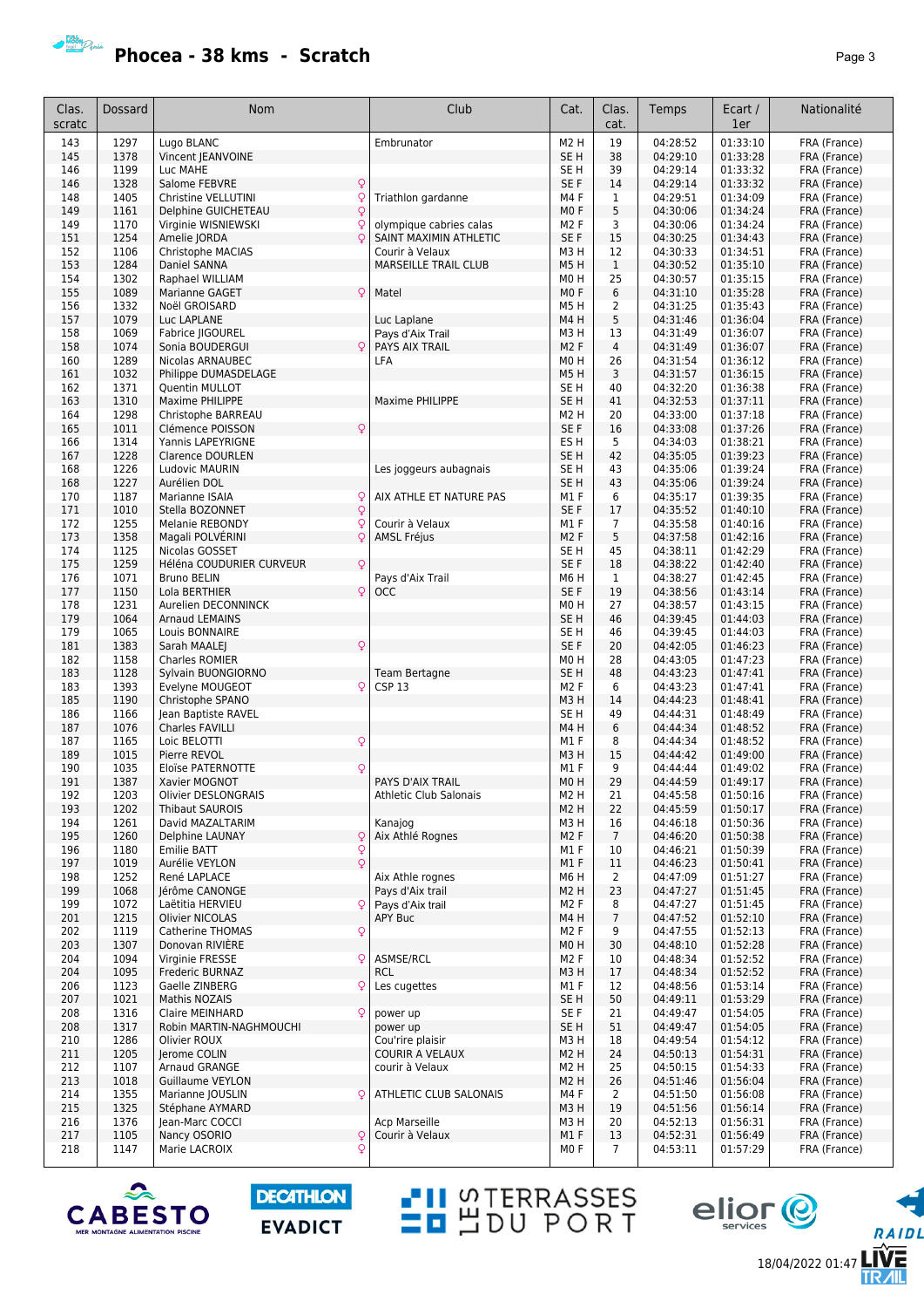# Phocea - 38 kms - Scratch

| Clas. scratc | Dossard | Nom | | Club | Cat. | Clas. cat. | Temps | Ecart / 1er | Nationalité |
|---|---|---|---|---|---|---|---|---|---|
| 143 | 1297 | Lugo BLANC | | Embrunator | M2 H | 19 | 04:28:52 | 01:33:10 | FRA (France) |
| 145 | 1378 | Vincent JEANVOINE | | | SE H | 38 | 04:29:10 | 01:33:28 | FRA (France) |
| 146 | 1199 | Luc MAHE | | | SE H | 39 | 04:29:14 | 01:33:32 | FRA (France) |
| 146 | 1328 | Salome FEBVRE | ♀ | | SE F | 14 | 04:29:14 | 01:33:32 | FRA (France) |
| 148 | 1405 | Christine VELLUTINI | ♀ | Triathlon gardanne | M4 F | 1 | 04:29:51 | 01:34:09 | FRA (France) |
| 149 | 1161 | Delphine GUICHETEAU | ♀ | | M0 F | 5 | 04:30:06 | 01:34:24 | FRA (France) |
| 149 | 1170 | Virginie WISNIEWSKI | ♀ | olympique cabries calas | M2 F | 3 | 04:30:06 | 01:34:24 | FRA (France) |
| 151 | 1254 | Amelie JORDA | ♀ | SAINT MAXIMIN ATHLETIC | SE F | 15 | 04:30:25 | 01:34:43 | FRA (France) |
| 152 | 1106 | Christophe MACIAS | | Courir à Velaux | M3 H | 12 | 04:30:33 | 01:34:51 | FRA (France) |
| 153 | 1284 | Daniel SANNA | | MARSEILLE TRAIL CLUB | M5 H | 1 | 04:30:52 | 01:35:10 | FRA (France) |
| 154 | 1302 | Raphael WILLIAM | | | M0 H | 25 | 04:30:57 | 01:35:15 | FRA (France) |
| 155 | 1089 | Marianne GAGET | ♀ | Matel | M0 F | 6 | 04:31:10 | 01:35:28 | FRA (France) |
| 156 | 1332 | Noël GROISARD | | | M5 H | 2 | 04:31:25 | 01:35:43 | FRA (France) |
| 157 | 1079 | Luc LAPLANE | | Luc Laplane | M4 H | 5 | 04:31:46 | 01:36:04 | FRA (France) |
| 158 | 1069 | Fabrice JIGOUREL | | Pays d'Aix Trail | M3 H | 13 | 04:31:49 | 01:36:07 | FRA (France) |
| 158 | 1074 | Sonia BOUDERGUI | ♀ | PAYS AIX TRAIL | M2 F | 4 | 04:31:49 | 01:36:07 | FRA (France) |
| 160 | 1289 | Nicolas ARNAUBEC | | LFA | M0 H | 26 | 04:31:54 | 01:36:12 | FRA (France) |
| 161 | 1032 | Philippe DUMASDELAGE | | | M5 H | 3 | 04:31:57 | 01:36:15 | FRA (France) |
| 162 | 1371 | Quentin MULLOT | | | SE H | 40 | 04:32:20 | 01:36:38 | FRA (France) |
| 163 | 1310 | Maxime PHILIPPE | | Maxime PHILIPPE | SE H | 41 | 04:32:53 | 01:37:11 | FRA (France) |
| 164 | 1298 | Christophe BARREAU | | | M2 H | 20 | 04:33:00 | 01:37:18 | FRA (France) |
| 165 | 1011 | Clémence POISSON | ♀ | | SE F | 16 | 04:33:08 | 01:37:26 | FRA (France) |
| 166 | 1314 | Yannis LAPEYRIGNE | | | ES H | 5 | 04:34:03 | 01:38:21 | FRA (France) |
| 167 | 1228 | Clarence DOURLEN | | | SE H | 42 | 04:35:05 | 01:39:23 | FRA (France) |
| 168 | 1226 | Ludovic MAURIN | | Les joggeurs aubagnais | SE H | 43 | 04:35:06 | 01:39:24 | FRA (France) |
| 168 | 1227 | Aurélien DOL | | | SE H | 43 | 04:35:06 | 01:39:24 | FRA (France) |
| 170 | 1187 | Marianne ISAIA | ♀ | AIX ATHLE ET NATURE PAS | M1 F | 6 | 04:35:17 | 01:39:35 | FRA (France) |
| 171 | 1010 | Stella BOZONNET | ♀ | | SE F | 17 | 04:35:52 | 01:40:10 | FRA (France) |
| 172 | 1255 | Melanie REBONDY | ♀ | Courir à Velaux | M1 F | 7 | 04:35:58 | 01:40:16 | FRA (France) |
| 173 | 1358 | Magali POLVÉRINI | ♀ | AMSL Fréjus | M2 F | 5 | 04:37:58 | 01:42:16 | FRA (France) |
| 174 | 1125 | Nicolas GOSSET | | | SE H | 45 | 04:38:11 | 01:42:29 | FRA (France) |
| 175 | 1259 | Héléna COUDURIER CURVEUR | ♀ | | SE F | 18 | 04:38:22 | 01:42:40 | FRA (France) |
| 176 | 1071 | Bruno BELIN | | Pays d'Aix Trail | M6 H | 1 | 04:38:27 | 01:42:45 | FRA (France) |
| 177 | 1150 | Lola BERTHIER | ♀ | OCC | SE F | 19 | 04:38:56 | 01:43:14 | FRA (France) |
| 178 | 1231 | Aurelien DECONNINCK | | | M0 H | 27 | 04:38:57 | 01:43:15 | FRA (France) |
| 179 | 1064 | Arnaud LEMAINS | | | SE H | 46 | 04:39:45 | 01:44:03 | FRA (France) |
| 179 | 1065 | Louis BONNAIRE | | | SE H | 46 | 04:39:45 | 01:44:03 | FRA (France) |
| 181 | 1383 | Sarah MAALEJ | ♀ | | SE F | 20 | 04:42:05 | 01:46:23 | FRA (France) |
| 182 | 1158 | Charles ROMIER | | | M0 H | 28 | 04:43:05 | 01:47:23 | FRA (France) |
| 183 | 1128 | Sylvain BUONGIORNO | | Team Bertagne | SE H | 48 | 04:43:23 | 01:47:41 | FRA (France) |
| 183 | 1393 | Evelyne MOUGEOT | ♀ | CSP 13 | M2 F | 6 | 04:43:23 | 01:47:41 | FRA (France) |
| 185 | 1190 | Christophe SPANO | | | M3 H | 14 | 04:44:23 | 01:48:41 | FRA (France) |
| 186 | 1166 | Jean Baptiste RAVEL | | | SE H | 49 | 04:44:31 | 01:48:49 | FRA (France) |
| 187 | 1076 | Charles FAVILLI | | | M4 H | 6 | 04:44:34 | 01:48:52 | FRA (France) |
| 187 | 1165 | Loic BELOTTI | ♀ | | M1 F | 8 | 04:44:34 | 01:48:52 | FRA (France) |
| 189 | 1015 | Pierre REVOL | | | M3 H | 15 | 04:44:42 | 01:49:00 | FRA (France) |
| 190 | 1035 | Eloïse PATERNOTTE | ♀ | | M1 F | 9 | 04:44:44 | 01:49:02 | FRA (France) |
| 191 | 1387 | Xavier MOGNOT | | PAYS D'AIX TRAIL | M0 H | 29 | 04:44:59 | 01:49:17 | FRA (France) |
| 192 | 1203 | Olivier DESLONGRAIS | | Athletic Club Salonais | M2 H | 21 | 04:45:58 | 01:50:16 | FRA (France) |
| 193 | 1202 | Thibaut SAUROIS | | | M2 H | 22 | 04:45:59 | 01:50:17 | FRA (France) |
| 194 | 1261 | David MAZALTARIM | | Kanajog | M3 H | 16 | 04:46:18 | 01:50:36 | FRA (France) |
| 195 | 1260 | Delphine LAUNAY | ♀ | Aix Athlé Rognes | M2 F | 7 | 04:46:20 | 01:50:38 | FRA (France) |
| 196 | 1180 | Emilie BATT | ♀ | | M1 F | 10 | 04:46:21 | 01:50:39 | FRA (France) |
| 197 | 1019 | Aurélie VEYLON | ♀ | | M1 F | 11 | 04:46:23 | 01:50:41 | FRA (France) |
| 198 | 1252 | René LAPLACE | | Aix Athle rognes | M6 H | 2 | 04:47:09 | 01:51:27 | FRA (France) |
| 199 | 1068 | Jérôme CANONGE | | Pays d'Aix trail | M2 H | 23 | 04:47:27 | 01:51:45 | FRA (France) |
| 199 | 1072 | Laëtitia HERVIEU | ♀ | Pays d'Aix trail | M2 F | 8 | 04:47:27 | 01:51:45 | FRA (France) |
| 201 | 1215 | Olivier NICOLAS | | APY Buc | M4 H | 7 | 04:47:52 | 01:52:10 | FRA (France) |
| 202 | 1119 | Catherine THOMAS | ♀ | | M2 F | 9 | 04:47:55 | 01:52:13 | FRA (France) |
| 203 | 1307 | Donovan RIVIÈRE | | | M0 H | 30 | 04:48:10 | 01:52:28 | FRA (France) |
| 204 | 1094 | Virginie FRESSE | ♀ | ASMSE/RCL | M2 F | 10 | 04:48:34 | 01:52:52 | FRA (France) |
| 204 | 1095 | Frederic BURNAZ | | RCL | M3 H | 17 | 04:48:34 | 01:52:52 | FRA (France) |
| 206 | 1123 | Gaelle ZINBERG | ♀ | Les cugettes | M1 F | 12 | 04:48:56 | 01:53:14 | FRA (France) |
| 207 | 1021 | Mathis NOZAIS | | | SE H | 50 | 04:49:11 | 01:53:29 | FRA (France) |
| 208 | 1316 | Claire MEINHARD | ♀ | power up | SE F | 21 | 04:49:47 | 01:54:05 | FRA (France) |
| 208 | 1317 | Robin MARTIN-NAGHMOUCHI | | power up | SE H | 51 | 04:49:47 | 01:54:05 | FRA (France) |
| 210 | 1286 | Olivier ROUX | | Cou'rire plaisir | M3 H | 18 | 04:49:54 | 01:54:12 | FRA (France) |
| 211 | 1205 | Jerome COLIN | | COURIR A VELAUX | M2 H | 24 | 04:50:13 | 01:54:31 | FRA (France) |
| 212 | 1107 | Arnaud GRANGE | | courir à Velaux | M2 H | 25 | 04:50:15 | 01:54:33 | FRA (France) |
| 213 | 1018 | Guillaume VEYLON | | | M2 H | 26 | 04:51:46 | 01:56:04 | FRA (France) |
| 214 | 1355 | Marianne JOUSLIN | ♀ | ATHLETIC CLUB SALONAIS | M4 F | 2 | 04:51:50 | 01:56:08 | FRA (France) |
| 215 | 1325 | Stéphane AYMARD | | | M3 H | 19 | 04:51:56 | 01:56:14 | FRA (France) |
| 216 | 1376 | Jean-Marc COCCI | | Acp Marseille | M3 H | 20 | 04:52:13 | 01:56:31 | FRA (France) |
| 217 | 1105 | Nancy OSORIO | ♀ | Courir à Velaux | M1 F | 13 | 04:52:31 | 01:56:49 | FRA (France) |
| 218 | 1147 | Marie LACROIX | ♀ | | M0 F | 7 | 04:53:11 | 01:57:29 | FRA (France) |

18/04/2022 01:47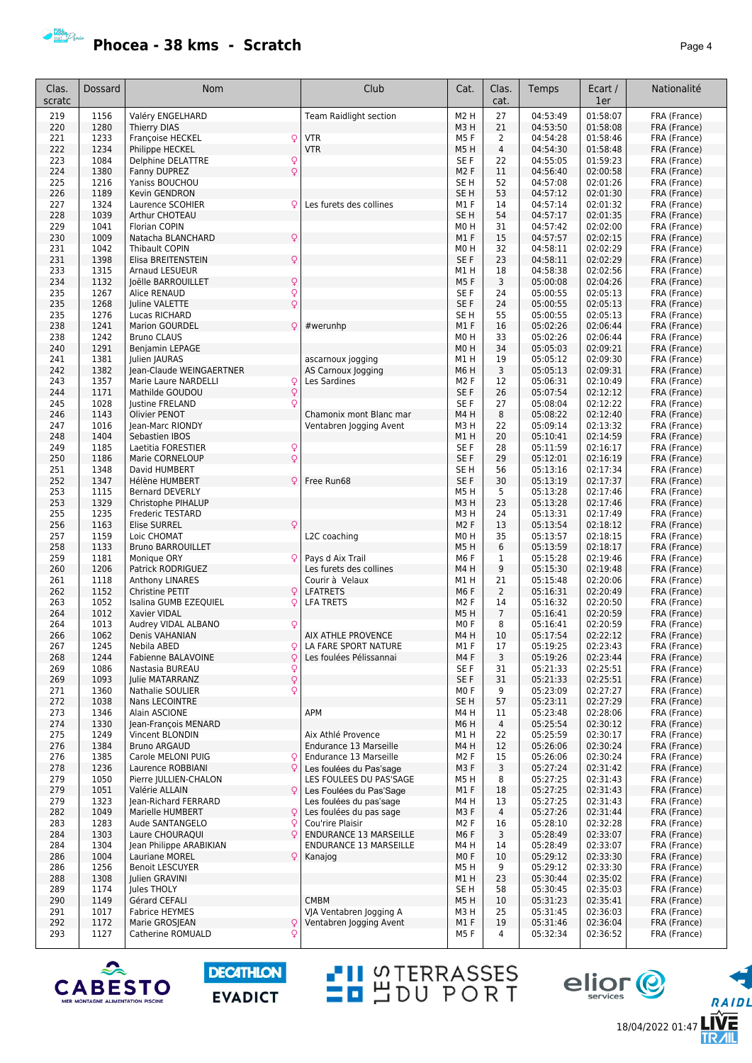# Phocea - 38 kms - Scratch

| Clas. scratc | Dossard | Nom | | Club | Cat. | Clas. cat. | Temps | Ecart / 1er | Nationalité |
|---|---|---|---|---|---|---|---|---|---|
| 219 | 1156 | Valéry ENGELHARD | | Team Raidlight section | M2 H | 27 | 04:53:49 | 01:58:07 | FRA (France) |
| 220 | 1280 | Thierry DIAS | | | M3 H | 21 | 04:53:50 | 01:58:08 | FRA (France) |
| 221 | 1233 | Françoise HECKEL | ♀ | VTR | M5 F | 2 | 04:54:28 | 01:58:46 | FRA (France) |
| 222 | 1234 | Philippe HECKEL | | VTR | M5 H | 4 | 04:54:30 | 01:58:48 | FRA (France) |
| 223 | 1084 | Delphine DELATTRE | ♀ | | SE F | 22 | 04:55:05 | 01:59:23 | FRA (France) |
| 224 | 1380 | Fanny DUPREZ | ♀ | | M2 F | 11 | 04:56:40 | 02:00:58 | FRA (France) |
| 225 | 1216 | Yaniss BOUCHOU | | | SE H | 52 | 04:57:08 | 02:01:26 | FRA (France) |
| 226 | 1189 | Kevin GENDRON | | | SE H | 53 | 04:57:12 | 02:01:30 | FRA (France) |
| 227 | 1324 | Laurence SCOHIER | ♀ | Les furets des collines | M1 F | 14 | 04:57:14 | 02:01:32 | FRA (France) |
| 228 | 1039 | Arthur CHOTEAU | | | SE H | 54 | 04:57:17 | 02:01:35 | FRA (France) |
| 229 | 1041 | Florian COPIN | | | M0 H | 31 | 04:57:42 | 02:02:00 | FRA (France) |
| 230 | 1009 | Natacha BLANCHARD | ♀ | | M1 F | 15 | 04:57:57 | 02:02:15 | FRA (France) |
| 231 | 1042 | Thibault COPIN | | | M0 H | 32 | 04:58:11 | 02:02:29 | FRA (France) |
| 231 | 1398 | Elisa BREITENSTEIN | ♀ | | SE F | 23 | 04:58:11 | 02:02:29 | FRA (France) |
| 233 | 1315 | Arnaud LESUEUR | | | M1 H | 18 | 04:58:38 | 02:02:56 | FRA (France) |
| 234 | 1132 | Joëlle BARROUILLET | ♀ | | M5 F | 3 | 05:00:08 | 02:04:26 | FRA (France) |
| 235 | 1267 | Alice RENAUD | ♀ | | SE F | 24 | 05:00:55 | 02:05:13 | FRA (France) |
| 235 | 1268 | Juline VALETTE | ♀ | | SE F | 24 | 05:00:55 | 02:05:13 | FRA (France) |
| 235 | 1276 | Lucas RICHARD | | | SE H | 55 | 05:00:55 | 02:05:13 | FRA (France) |
| 238 | 1241 | Marion GOURDEL | ♀ | #werunhp | M1 F | 16 | 05:02:26 | 02:06:44 | FRA (France) |
| 238 | 1242 | Bruno CLAUS | | | M0 H | 33 | 05:02:26 | 02:06:44 | FRA (France) |
| 240 | 1291 | Benjamin LEPAGE | | | M0 H | 34 | 05:05:03 | 02:09:21 | FRA (France) |
| 241 | 1381 | Julien JAURAS | | ascarnoux jogging | M1 H | 19 | 05:05:12 | 02:09:30 | FRA (France) |
| 242 | 1382 | Jean-Claude WEINGAERTNER | | AS Carnoux Jogging | M6 H | 3 | 05:05:13 | 02:09:31 | FRA (France) |
| 243 | 1357 | Marie Laure NARDELLI | ♀ | Les Sardines | M2 F | 12 | 05:06:31 | 02:10:49 | FRA (France) |
| 244 | 1171 | Mathilde GOUDOU | ♀ | | SE F | 26 | 05:07:54 | 02:12:12 | FRA (France) |
| 245 | 1028 | Justine FRELAND | ♀ | | SE F | 27 | 05:08:04 | 02:12:22 | FRA (France) |
| 246 | 1143 | Olivier PENOT | | Chamonix mont Blanc mar | M4 H | 8 | 05:08:22 | 02:12:40 | FRA (France) |
| 247 | 1016 | Jean-Marc RIONDY | | Ventabren Jogging Avent | M3 H | 22 | 05:09:14 | 02:13:32 | FRA (France) |
| 248 | 1404 | Sebastien IBOS | | | M1 H | 20 | 05:10:41 | 02:14:59 | FRA (France) |
| 249 | 1185 | Laetitia FORESTIER | ♀ | | SE F | 28 | 05:11:59 | 02:16:17 | FRA (France) |
| 250 | 1186 | Marie CORNELOUP | ♀ | | SE F | 29 | 05:12:01 | 02:16:19 | FRA (France) |
| 251 | 1348 | David HUMBERT | | | SE H | 56 | 05:13:16 | 02:17:34 | FRA (France) |
| 252 | 1347 | Hélène HUMBERT | ♀ | Free Run68 | SE F | 30 | 05:13:19 | 02:17:37 | FRA (France) |
| 253 | 1115 | Bernard DEVERLY | | | M5 H | 5 | 05:13:28 | 02:17:46 | FRA (France) |
| 253 | 1329 | Christophe PIHALUP | | | M3 H | 23 | 05:13:28 | 02:17:46 | FRA (France) |
| 255 | 1235 | Frederic TESTARD | | | M3 H | 24 | 05:13:31 | 02:17:49 | FRA (France) |
| 256 | 1163 | Elise SURREL | ♀ | | M2 F | 13 | 05:13:54 | 02:18:12 | FRA (France) |
| 257 | 1159 | Loic CHOMAT | | L2C coaching | M0 H | 35 | 05:13:57 | 02:18:15 | FRA (France) |
| 258 | 1133 | Bruno BARROUILLET | | | M5 H | 6 | 05:13:59 | 02:18:17 | FRA (France) |
| 259 | 1181 | Monique ORY | ♀ | Pays d Aix Trail | M6 F | 1 | 05:15:28 | 02:19:46 | FRA (France) |
| 260 | 1206 | Patrick RODRIGUEZ | | Les furets des collines | M4 H | 9 | 05:15:30 | 02:19:48 | FRA (France) |
| 261 | 1118 | Anthony LINARES | | Courir à Velaux | M1 H | 21 | 05:15:48 | 02:20:06 | FRA (France) |
| 262 | 1152 | Christine PETIT | ♀ | LFATRETS | M6 F | 2 | 05:16:31 | 02:20:49 | FRA (France) |
| 263 | 1052 | Isalina GUMB EZEQUIEL | ♀ | LFA TRETS | M2 F | 14 | 05:16:32 | 02:20:50 | FRA (France) |
| 264 | 1012 | Xavier VIDAL | | | M5 H | 7 | 05:16:41 | 02:20:59 | FRA (France) |
| 264 | 1013 | Audrey VIDAL ALBANO | ♀ | | M0 F | 8 | 05:16:41 | 02:20:59 | FRA (France) |
| 266 | 1062 | Denis VAHANIAN | | AIX ATHLE PROVENCE | M4 H | 10 | 05:17:54 | 02:22:12 | FRA (France) |
| 267 | 1245 | Nebila ABED | ♀ | LA FARE SPORT NATURE | M1 F | 17 | 05:19:25 | 02:23:43 | FRA (France) |
| 268 | 1244 | Fabienne BALAVOINE | ♀ | Les foulées Pélissannai | M4 F | 3 | 05:19:26 | 02:23:44 | FRA (France) |
| 269 | 1086 | Nastasia BUREAU | ♀ | | SE F | 31 | 05:21:33 | 02:25:51 | FRA (France) |
| 269 | 1093 | Julie MATARRANZ | ♀ | | SE F | 31 | 05:21:33 | 02:25:51 | FRA (France) |
| 271 | 1360 | Nathalie SOULIER | ♀ | | M0 F | 9 | 05:23:09 | 02:27:27 | FRA (France) |
| 272 | 1038 | Nans LECOINTRE | | | SE H | 57 | 05:23:11 | 02:27:29 | FRA (France) |
| 273 | 1346 | Alain ASCIONE | | APM | M4 H | 11 | 05:23:48 | 02:28:06 | FRA (France) |
| 274 | 1330 | Jean-François MENARD | | | M6 H | 4 | 05:25:54 | 02:30:12 | FRA (France) |
| 275 | 1249 | Vincent BLONDIN | | Aix Athlé Provence | M1 H | 22 | 05:25:59 | 02:30:17 | FRA (France) |
| 276 | 1384 | Bruno ARGAUD | | Endurance 13 Marseille | M4 H | 12 | 05:26:06 | 02:30:24 | FRA (France) |
| 276 | 1385 | Carole MELONI PUIG | ♀ | Endurance 13 Marseille | M2 F | 15 | 05:26:06 | 02:30:24 | FRA (France) |
| 278 | 1236 | Laurence ROBBIANI | ♀ | Les foulées du Pas'sage | M3 F | 3 | 05:27:24 | 02:31:42 | FRA (France) |
| 279 | 1050 | Pierre JULLIEN-CHALON | | LES FOULEES DU PAS'SAGE | M5 H | 8 | 05:27:25 | 02:31:43 | FRA (France) |
| 279 | 1051 | Valérie ALLAIN | ♀ | Les Foulées du Pas'Sage | M1 F | 18 | 05:27:25 | 02:31:43 | FRA (France) |
| 279 | 1323 | Jean-Richard FERRARD | | Les foulées du pas'sage | M4 H | 13 | 05:27:25 | 02:31:43 | FRA (France) |
| 282 | 1049 | Marielle HUMBERT | ♀ | Les foulées du pas sage | M3 F | 4 | 05:27:26 | 02:31:44 | FRA (France) |
| 283 | 1283 | Aude SANTANGELO | ♀ | Cou'rire Plaisir | M2 F | 16 | 05:28:10 | 02:32:28 | FRA (France) |
| 284 | 1303 | Laure CHOURAQUI | ♀ | ENDURANCE 13 MARSEILLE | M6 F | 3 | 05:28:49 | 02:33:07 | FRA (France) |
| 284 | 1304 | Jean Philippe ARABIKIAN | | ENDURANCE 13 MARSEILLE | M4 H | 14 | 05:28:49 | 02:33:07 | FRA (France) |
| 286 | 1004 | Lauriane MOREL | ♀ | Kanajog | M0 F | 10 | 05:29:12 | 02:33:30 | FRA (France) |
| 286 | 1256 | Benoit LESCUYER | | | M5 H | 9 | 05:29:12 | 02:33:30 | FRA (France) |
| 288 | 1308 | Julien GRAVINI | | | M1 H | 23 | 05:30:44 | 02:35:02 | FRA (France) |
| 289 | 1174 | Jules THOLY | | | SE H | 58 | 05:30:45 | 02:35:03 | FRA (France) |
| 290 | 1149 | Gérard CEFALI | | CMBM | M5 H | 10 | 05:31:23 | 02:35:41 | FRA (France) |
| 291 | 1017 | Fabrice HEYMES | | VJA Ventabren Jogging A | M3 H | 25 | 05:31:45 | 02:36:03 | FRA (France) |
| 292 | 1172 | Marie GROSJEAN | ♀ | Ventabren Jogging Avent | M1 F | 19 | 05:31:46 | 02:36:04 | FRA (France) |
| 293 | 1127 | Catherine ROMUALD | ♀ | | M5 F | 4 | 05:32:34 | 02:36:52 | FRA (France) |

18/04/2022 01:47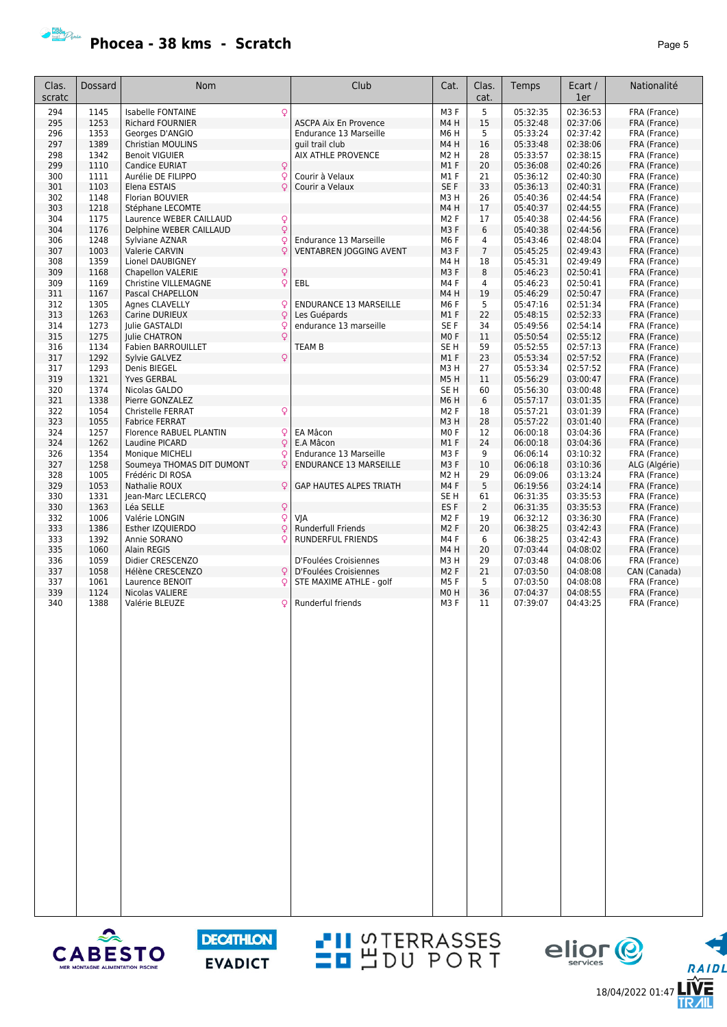# Phocea - 38 kms - Scratch

| Clas. scratc | Dossard | Nom | | Club | Cat. | Clas. cat. | Temps | Ecart / 1er | Nationalité |
|---|---|---|---|---|---|---|---|---|---|
| 294 | 1145 | Isabelle FONTAINE | ♀ | | M3 F | 5 | 05:32:35 | 02:36:53 | FRA (France) |
| 295 | 1253 | Richard FOURNIER | | ASCPA Aix En Provence | M4 H | 15 | 05:32:48 | 02:37:06 | FRA (France) |
| 296 | 1353 | Georges D'ANGIO | | Endurance 13 Marseille | M6 H | 5 | 05:33:24 | 02:37:42 | FRA (France) |
| 297 | 1389 | Christian MOULINS | | guil trail club | M4 H | 16 | 05:33:48 | 02:38:06 | FRA (France) |
| 298 | 1342 | Benoit VIGUIER | | AIX ATHLE PROVENCE | M2 H | 28 | 05:33:57 | 02:38:15 | FRA (France) |
| 299 | 1110 | Candice EURIAT | ♀ | | M1 F | 20 | 05:36:08 | 02:40:26 | FRA (France) |
| 300 | 1111 | Aurélie DE FILIPPO | ♀ | Courir à Velaux | M1 F | 21 | 05:36:12 | 02:40:30 | FRA (France) |
| 301 | 1103 | Elena ESTAIS | ♀ | Courir a Velaux | SE F | 33 | 05:36:13 | 02:40:31 | FRA (France) |
| 302 | 1148 | Florian BOUVIER | | | M3 H | 26 | 05:40:36 | 02:44:54 | FRA (France) |
| 303 | 1218 | Stéphane LECOMTE | | | M4 H | 17 | 05:40:37 | 02:44:55 | FRA (France) |
| 304 | 1175 | Laurence WEBER CAILLAUD | ♀ | | M2 F | 17 | 05:40:38 | 02:44:56 | FRA (France) |
| 304 | 1176 | Delphine WEBER CAILLAUD | ♀ | | M3 F | 6 | 05:40:38 | 02:44:56 | FRA (France) |
| 306 | 1248 | Sylviane AZNAR | ♀ | Endurance 13 Marseille | M6 F | 4 | 05:43:46 | 02:48:04 | FRA (France) |
| 307 | 1003 | Valerie CARVIN | ♀ | VENTABREN JOGGING AVENT | M3 F | 7 | 05:45:25 | 02:49:43 | FRA (France) |
| 308 | 1359 | Lionel DAUBIGNEY | | | M4 H | 18 | 05:45:31 | 02:49:49 | FRA (France) |
| 309 | 1168 | Chapellon VALERIE | ♀ | | M3 F | 8 | 05:46:23 | 02:50:41 | FRA (France) |
| 309 | 1169 | Christine VILLEMAGNE | ♀ | EBL | M4 F | 4 | 05:46:23 | 02:50:41 | FRA (France) |
| 311 | 1167 | Pascal CHAPELLON | | | M4 H | 19 | 05:46:29 | 02:50:47 | FRA (France) |
| 312 | 1305 | Agnes CLAVELLY | ♀ | ENDURANCE 13 MARSEILLE | M6 F | 5 | 05:47:16 | 02:51:34 | FRA (France) |
| 313 | 1263 | Carine DURIEUX | ♀ | Les Guépards | M1 F | 22 | 05:48:15 | 02:52:33 | FRA (France) |
| 314 | 1273 | Julie GASTALDI | ♀ | endurance 13 marseille | SE F | 34 | 05:49:56 | 02:54:14 | FRA (France) |
| 315 | 1275 | Julie CHATRON | ♀ | | M0 F | 11 | 05:50:54 | 02:55:12 | FRA (France) |
| 316 | 1134 | Fabien BARROUILLET | | TEAM B | SE H | 59 | 05:52:55 | 02:57:13 | FRA (France) |
| 317 | 1292 | Sylvie GALVEZ | ♀ | | M1 F | 23 | 05:53:34 | 02:57:52 | FRA (France) |
| 317 | 1293 | Denis BIEGEL | | | M3 H | 27 | 05:53:34 | 02:57:52 | FRA (France) |
| 319 | 1321 | Yves GERBAL | | | M5 H | 11 | 05:56:29 | 03:00:47 | FRA (France) |
| 320 | 1374 | Nicolas GALDO | | | SE H | 60 | 05:56:30 | 03:00:48 | FRA (France) |
| 321 | 1338 | Pierre GONZALEZ | | | M6 H | 6 | 05:57:17 | 03:01:35 | FRA (France) |
| 322 | 1054 | Christelle FERRAT | ♀ | | M2 F | 18 | 05:57:21 | 03:01:39 | FRA (France) |
| 323 | 1055 | Fabrice FERRAT | | | M3 H | 28 | 05:57:22 | 03:01:40 | FRA (France) |
| 324 | 1257 | Florence RABUEL PLANTIN | ♀ | EA Mâcon | M0 F | 12 | 06:00:18 | 03:04:36 | FRA (France) |
| 324 | 1262 | Laudine PICARD | ♀ | E.A Mâcon | M1 F | 24 | 06:00:18 | 03:04:36 | FRA (France) |
| 326 | 1354 | Monique MICHELI | ♀ | Endurance 13 Marseille | M3 F | 9 | 06:06:14 | 03:10:32 | FRA (France) |
| 327 | 1258 | Soumeya THOMAS DIT DUMONT | ♀ | ENDURANCE 13 MARSEILLE | M3 F | 10 | 06:06:18 | 03:10:36 | ALG (Algérie) |
| 328 | 1005 | Frédéric DI ROSA | | | M2 H | 29 | 06:09:06 | 03:13:24 | FRA (France) |
| 329 | 1053 | Nathalie ROUX | ♀ | GAP HAUTES ALPES TRIATH | M4 F | 5 | 06:19:56 | 03:24:14 | FRA (France) |
| 330 | 1331 | Jean-Marc LECLERCQ | | | SE H | 61 | 06:31:35 | 03:35:53 | FRA (France) |
| 330 | 1363 | Léa SELLE | ♀ | | ES F | 2 | 06:31:35 | 03:35:53 | FRA (France) |
| 332 | 1006 | Valérie LONGIN | ♀ | VJA | M2 F | 19 | 06:32:12 | 03:36:30 | FRA (France) |
| 333 | 1386 | Esther IZQUIERDO | ♀ | Runderfull Friends | M2 F | 20 | 06:38:25 | 03:42:43 | FRA (France) |
| 333 | 1392 | Annie SORANO | ♀ | RUNDERFUL FRIENDS | M4 F | 6 | 06:38:25 | 03:42:43 | FRA (France) |
| 335 | 1060 | Alain REGIS | | | M4 H | 20 | 07:03:44 | 04:08:02 | FRA (France) |
| 336 | 1059 | Didier CRESCENZO | | D'Foulées Croisiennes | M3 H | 29 | 07:03:48 | 04:08:06 | FRA (France) |
| 337 | 1058 | Hélène CRESCENZO | ♀ | D'Foulées Croisiennes | M2 F | 21 | 07:03:50 | 04:08:08 | CAN (Canada) |
| 337 | 1061 | Laurence BENOIT | ♀ | STE MAXIME ATHLE - golf | M5 F | 5 | 07:03:50 | 04:08:08 | FRA (France) |
| 339 | 1124 | Nicolas VALIERE | | | M0 H | 36 | 07:04:37 | 04:08:55 | FRA (France) |
| 340 | 1388 | Valérie BLEUZE | ♀ | Runderful friends | M3 F | 11 | 07:39:07 | 04:43:25 | FRA (France) |

18/04/2022 01:47